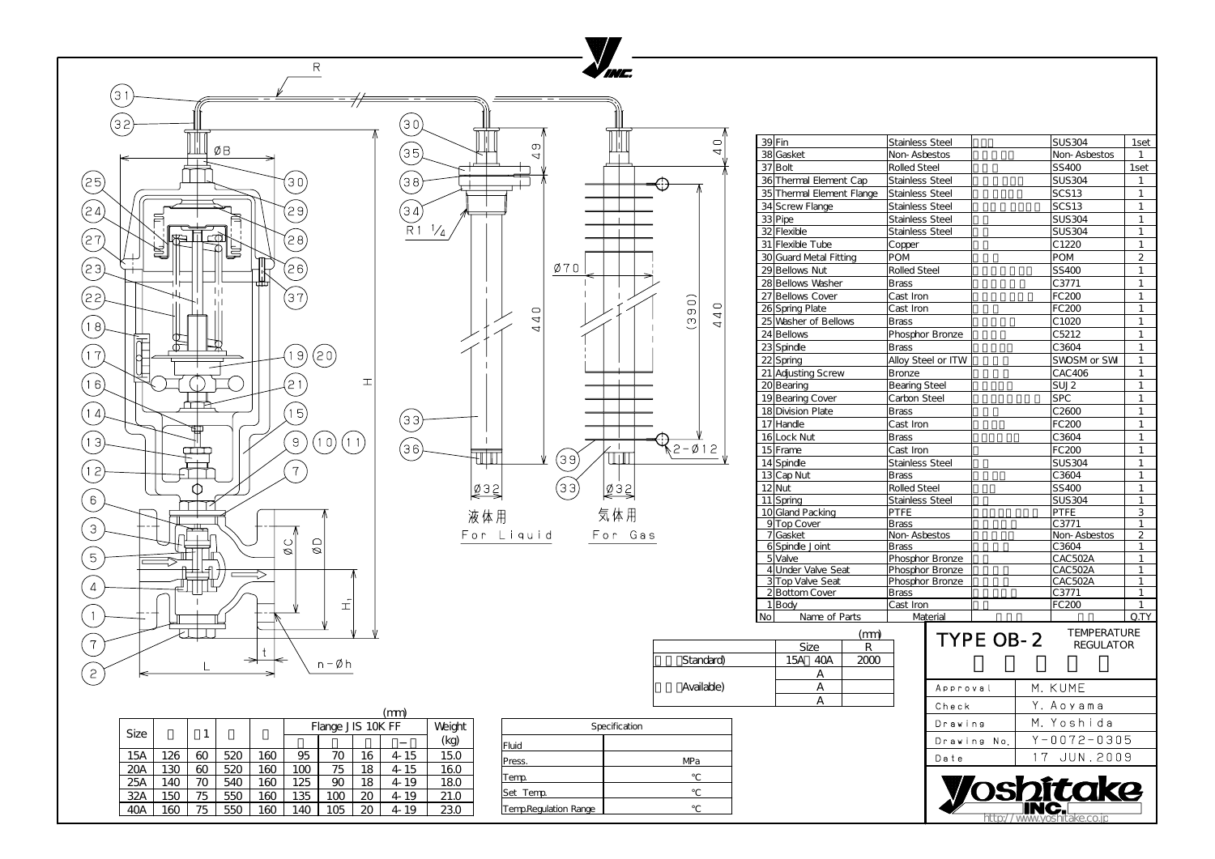# TYPE OB-2 TEMPERATURE REGULATOR

液体用 For Liquid

気体用 For Gas

| No | Name of Parts | Material | | | Q.TY |
|---|---|---|---|---|---|
| 39 | Fin | Stainless Steel | | SUS304 | 1set |
| 38 | Gasket | Non-Asbestos | | Non-Asbestos | 1 |
| 37 | Bolt | Rolled Steel | | SS400 | 1set |
| 36 | Thermal Element Cap | Stainless Steel | | SUS304 | 1 |
| 35 | Thermal Element Flange | Stainless Steel | | SCS13 | 1 |
| 34 | Screw Flange | Stainless Steel | | SCS13 | 1 |
| 33 | Pipe | Stainless Steel | | SUS304 | 1 |
| 32 | Flexible | Stainless Steel | | SUS304 | 1 |
| 31 | Flexible Tube | Copper | | C1220 | 1 |
| 30 | Guard Metal Fitting | POM | | POM | 2 |
| 29 | Bellows Nut | Rolled Steel | | SS400 | 1 |
| 28 | Bellows Washer | Brass | | C3771 | 1 |
| 27 | Bellows Cover | Cast Iron | | FC200 | 1 |
| 26 | Spring Plate | Cast Iron | | FC200 | 1 |
| 25 | Washer of Bellows | Brass | | C1020 | 1 |
| 24 | Bellows | Phosphor Bronze | | C5212 | 1 |
| 23 | Spindle | Brass | | C3604 | 1 |
| 22 | Spring | Alloy Steel or ITW | | SWOSM or SWI | 1 |
| 21 | Adjusting Screw | Bronze | | CAC406 | 1 |
| 20 | Bearing | Bearing Steel | | SUJ2 | 1 |
| 19 | Bearing Cover | Carbon Steel | | SPC | 1 |
| 18 | Division Plate | Brass | | C2600 | 1 |
| 17 | Handle | Cast Iron | | FC200 | 1 |
| 16 | Lock Nut | Brass | | C3604 | 1 |
| 15 | Frame | Cast Iron | | FC200 | 1 |
| 14 | Spindle | Stainless Steel | | SUS304 | 1 |
| 13 | Cap Nut | Brass | | C3604 | 1 |
| 12 | Nut | Rolled Steel | | SS400 | 1 |
| 11 | Spring | Stainless Steel | | SUS304 | 1 |
| 10 | Gland Packing | PTFE | | PTFE | 3 |
| 9 | Top Cover | Brass | | C3771 | 1 |
| 7 | Gasket | Non-Asbestos | | Non-Asbestos | 2 |
| 6 | Spindle Joint | Brass | | C3604 | 1 |
| 5 | Valve | Phosphor Bronze | | CAC502A | 1 |
| 4 | Under Valve Seat | Phosphor Bronze | | CAC502A | 1 |
| 3 | Top Valve Seat | Phosphor Bronze | | CAC502A | 1 |
| 2 | Bottom Cover | Brass | | C3771 | 1 |
| 1 | Body | Cast Iron | | FC200 | 1 |

(mm)

| | Size | R |
|---|---|---|
| (Standard) | 15A 40A | 2000 |
| (Available) | A | |
| | A | |
| | A | |

(mm)

| Size | L | H1 | H | ØB | Flange JIS 10K FF ØD | ØC | t | n−Øh | Weight (kg) |
|---|---|---|---|---|---|---|---|---|---|
| 15A | 126 | 60 | 520 | 160 | 95 | 70 | 16 | 4-15 | 15.0 |
| 20A | 130 | 60 | 520 | 160 | 100 | 75 | 18 | 4-15 | 16.0 |
| 25A | 140 | 70 | 540 | 160 | 125 | 90 | 18 | 4-19 | 18.0 |
| 32A | 150 | 75 | 550 | 160 | 135 | 100 | 20 | 4-19 | 21.0 |
| 40A | 160 | 75 | 550 | 160 | 140 | 105 | 20 | 4-19 | 23.0 |

| Specification | |
|---|---|
| Fluid | |
| Press. | MPa |
| Temp. | ℃ |
| Set Temp. | ℃ |
| Temp.Regulation Range | ℃ |

| | |
|---|---|
| Approval | M. KUME |
| Check | Y. Aoyama |
| Drawing | M. Yoshida |
| Drawing No. | Y-0072-0305 |
| Date | 17 JUN. 2009 |

Yoshitake INC.
http://www.yoshitake.co.jp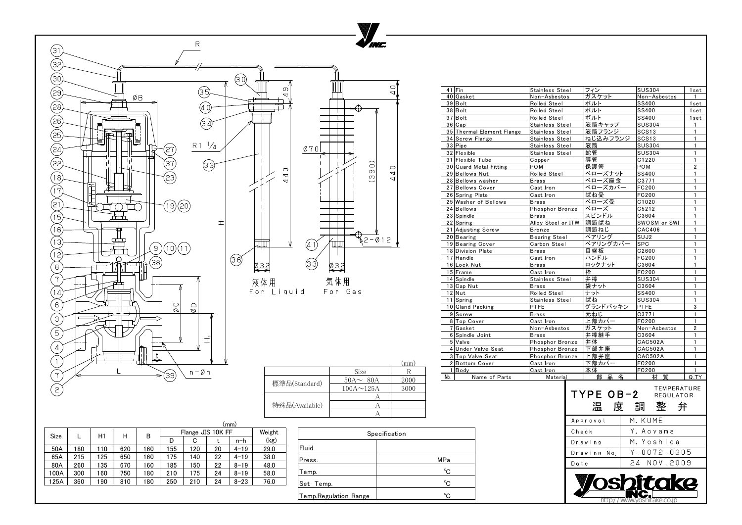# TYPE OB-2 温度調整弁

TEMPERATURE REGULATOR

液体用 For Liquid

気体用 For Gas

| No. | Name of Parts | Material | 部品名 | 材質 | Q.TY |
|---|---|---|---|---|---|
| 41 | Fin | Stainless Steel | フィン | SUS304 | 1set |
| 40 | Gasket | Non-Asbestos | ガスケット | Non-Asbestos | 1 |
| 39 | Bolt | Rolled Steel | ボルト | SS400 | 1set |
| 38 | Bolt | Rolled Steel | ボルト | SS400 | 1set |
| 37 | Bolt | Rolled Steel | ボルト | SS400 | 1set |
| 36 | Cap | Stainless Steel | 液筒キャップ | SUS304 | 1 |
| 35 | Thermal Element Flange | Stainless Steel | 液筒フランジ | SCS13 | 1 |
| 34 | Screw Flange | Stainless Steel | ねじ込みフランジ | SCS13 | 1 |
| 33 | Pipe | Stainless Steel | 液筒 | SUS304 | 1 |
| 32 | Flexible | Stainless Steel | 蛇管 | SUS304 | 1 |
| 31 | Flexible Tube | Copper | 導管 | C1220 | 1 |
| 30 | Guard Metal Fitting | POM | 保護管 | POM | 2 |
| 29 | Bellows Nut | Rolled Steel | ベローズナット | SS400 | 1 |
| 28 | Bellows washer | Brass | ベローズ座金 | C3771 | 1 |
| 27 | Bellows Cover | Cast Iron | ベローズカバー | FC200 | 1 |
| 26 | Spring Plate | Cast Iron | ばね受 | FC200 | 1 |
| 25 | Washer of Bellows | Brass | ベローズ受 | C1020 | 1 |
| 24 | Bellows | Phosphor Bronze | ベローズ | C5212 | 1 |
| 23 | Spindle | Brass | スピンドル | C3604 | 1 |
| 22 | Spring | Alloy Steel or ITW | 調節ばね | SWOSM or SWI | 1 |
| 21 | Adjusting Screw | Bronze | 調節ねじ | CAC406 | 1 |
| 20 | Bearing | Bearing Steel | ベアリング | SUJ2 | 1 |
| 19 | Bearing Cover | Carbon Steel | ベアリングカバー | SPC | 1 |
| 18 | Division Plate | Brass | 目盛板 | C2600 | 1 |
| 17 | Handle | Cast Iron | ハンドル | FC200 | 1 |
| 16 | Lock Nut | Brass | ロックナット | C3604 | 1 |
| 15 | Frame | Cast Iron | 枠 | FC200 | 1 |
| 14 | Spindle | Stainless Steel | 弁棒 | SUS304 | 1 |
| 13 | Cap Nut | Brass | 袋ナット | C3604 | 1 |
| 12 | Nut | Rolled Steel | ナット | SS400 | 1 |
| 11 | Spring | Stainless Steel | ばね | SUS304 | 1 |
| 10 | Gland Packing | PTFE | グランドパッキン | PTFE | 3 |
| 9 | Screw | Brass | 元ねじ | C3771 | 1 |
| 8 | Top Cover | Cast Iron | 上部カバー | FC200 | 1 |
| 7 | Gasket | Non-Asbestos | ガスケット | Non-Asbestos | 2 |
| 6 | Spindle Joint | Brass | 弁棒継手 | C3604 | 1 |
| 5 | Valve | Phosphor Bronze | 弁体 | CAC502A | 1 |
| 4 | Under Valve Seat | Phosphor Bronze | 下部弁座 | CAC502A | 1 |
| 3 | Top Valve Seat | Phosphor Bronze | 上部弁座 | CAC502A | 1 |
| 2 | Bottom Cover | Cast Iron | 下部カバー | FC200 | 1 |
| 1 | Body | Cast Iron | 本体 | FC200 | 1 |

(mm)

| | Size | R |
|---|---|---|
| 標準品(Standard) | 50A～ 80A | 2000 |
| | 100A～125A | 3000 |
| 特殊品(Available) | A | |
| | A | |
| | A | |

(mm)

| Size | L | H1 | H | B | Flange JIS 10K FF D | C | t | n-h | Weight (kg) |
|---|---|---|---|---|---|---|---|---|---|
| 50A | 180 | 110 | 620 | 160 | 155 | 120 | 20 | 4-19 | 29.0 |
| 65A | 215 | 125 | 650 | 160 | 175 | 140 | 22 | 4-19 | 38.0 |
| 80A | 260 | 135 | 670 | 160 | 185 | 150 | 22 | 8-19 | 48.0 |
| 100A | 300 | 160 | 750 | 180 | 210 | 175 | 24 | 8-19 | 58.0 |
| 125A | 360 | 190 | 810 | 180 | 250 | 210 | 24 | 8-23 | 76.0 |

| Specification | |
|---|---|
| Fluid | |
| Press. | MPa |
| Temp. | ℃ |
| Set Temp. | ℃ |
| Temp.Regulation Range | ℃ |

| | |
|---|---|
| Approval | M. KUME |
| Check | Y. Aoyama |
| Drawing | M. Yoshida |
| Drawing No. | Y-0072-0305 |
| Date | 24 NOV.2009 |

Yoshitake INC.
http://www.yoshitake.co.jp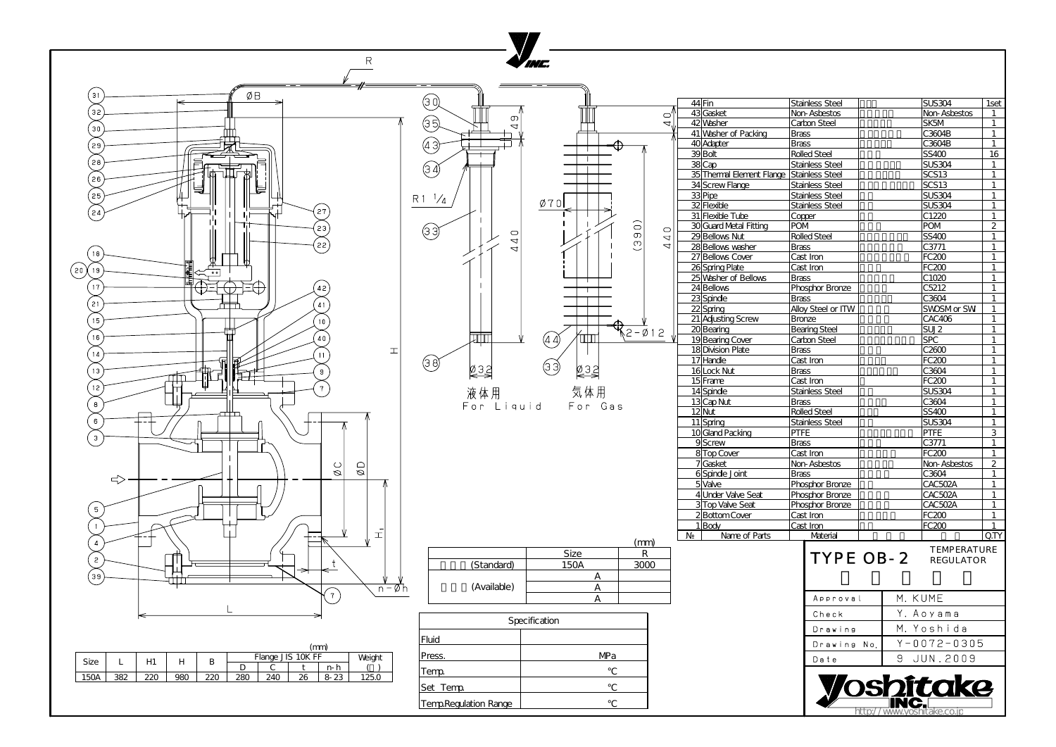# TYPE OB-2 TEMPERATURE REGULATOR

| № | Name of Parts | Material | | | Q.TY |
|---|---|---|---|---|---|
| 44 | Fin | Stainless Steel | | SUS304 | 1set |
| 43 | Gasket | Non-Asbestos | | Non-Asbestos | 1 |
| 42 | Washer | Carbon Steel | | SK5M | 1 |
| 41 | Washer of Packing | Brass | | C3604B | 1 |
| 40 | Adapter | Brass | | C3604B | 1 |
| 39 | Bolt | Rolled Steel | | SS400 | 16 |
| 38 | Cap | Stainless Steel | | SUS304 | 1 |
| 35 | Thermal Element Flange | Stainless Steel | | SCS13 | 1 |
| 34 | Screw Flange | Stainless Steel | | SCS13 | 1 |
| 33 | Pipe | Stainless Steel | | SUS304 | 1 |
| 32 | Flexible | Stainless Steel | | SUS304 | 1 |
| 31 | Flexible Tube | Copper | | C1220 | 1 |
| 30 | Guard Metal Fitting | POM | | POM | 2 |
| 29 | Bellows Nut | Rolled Steel | | SS400 | 1 |
| 28 | Bellows washer | Brass | | C3771 | 1 |
| 27 | Bellows Cover | Cast Iron | | FC200 | 1 |
| 26 | Spring Plate | Cast Iron | | FC200 | 1 |
| 25 | Washer of Bellows | Brass | | C1020 | 1 |
| 24 | Bellows | Phosphor Bronze | | C5212 | 1 |
| 23 | Spindle | Brass | | C3604 | 1 |
| 22 | Spring | Alloy Steel or ITW | | SWOSM or SW | 1 |
| 21 | Adjusting Screw | Bronze | | CAC406 | 1 |
| 20 | Bearing | Bearing Steel | | SUJ2 | 1 |
| 19 | Bearing Cover | Carbon Steel | | SPC | 1 |
| 18 | Division Plate | Brass | | C2600 | 1 |
| 17 | Handle | Cast Iron | | FC200 | 1 |
| 16 | Lock Nut | Brass | | C3604 | 1 |
| 15 | Frame | Cast Iron | | FC200 | 1 |
| 14 | Spindle | Stainless Steel | | SUS304 | 1 |
| 13 | Cap Nut | Brass | | C3604 | 1 |
| 12 | Nut | Rolled Steel | | SS400 | 1 |
| 11 | Spring | Stainless Steel | | SUS304 | 1 |
| 10 | Gland Packing | PTFE | | PTFE | 3 |
| 9 | Screw | Brass | | C3771 | 1 |
| 8 | Top Cover | Cast Iron | | FC200 | 1 |
| 7 | Gasket | Non-Asbestos | | Non-Asbestos | 2 |
| 6 | Spindle Joint | Brass | | C3604 | 1 |
| 5 | Valve | Phosphor Bronze | | CAC502A | 1 |
| 4 | Under Valve Seat | Phosphor Bronze | | CAC502A | 1 |
| 3 | Top Valve Seat | Phosphor Bronze | | CAC502A | 1 |
| 2 | Bottom Cover | Cast Iron | | FC200 | 1 |
| 1 | Body | Cast Iron | | FC200 | 1 |

R

ØB

R1 1/4

Ø70

49

40

440

(390)

440

2-Ø12

Ø32

Ø32

液体用
For Liquid

気体用
For Gas

H

ØC

ØD

$H_1$

t

n-Øh

L

(mm)

| Size | L | H1 | H | B | Flange JIS 10K FF D | C | t | n-h | Weight |
|---|---|---|---|---|---|---|---|---|---|
| 150A | 382 | 220 | 980 | 220 | 280 | 240 | 26 | 8-23 | 125.0 |

(mm)

| | Size | R |
|---|---|---|
| (Standard) | 150A | 3000 |
| (Available) | A | |
| | A | |
| | A | |

| Specification | |
|---|---|
| Fluid | |
| Press. | MPa |
| Temp. | ℃ |
| Set Temp. | ℃ |
| Temp.Regulation Range | ℃ |

| | |
|---|---|
| Approval | M. KUME |
| Check | Y. Aoyama |
| Drawing | M. Yoshida |
| Drawing No. | Y-0072-0305 |
| Date | 9 JUN. 2009 |

Yoshitake INC.
http://www.yoshitake.co.jp